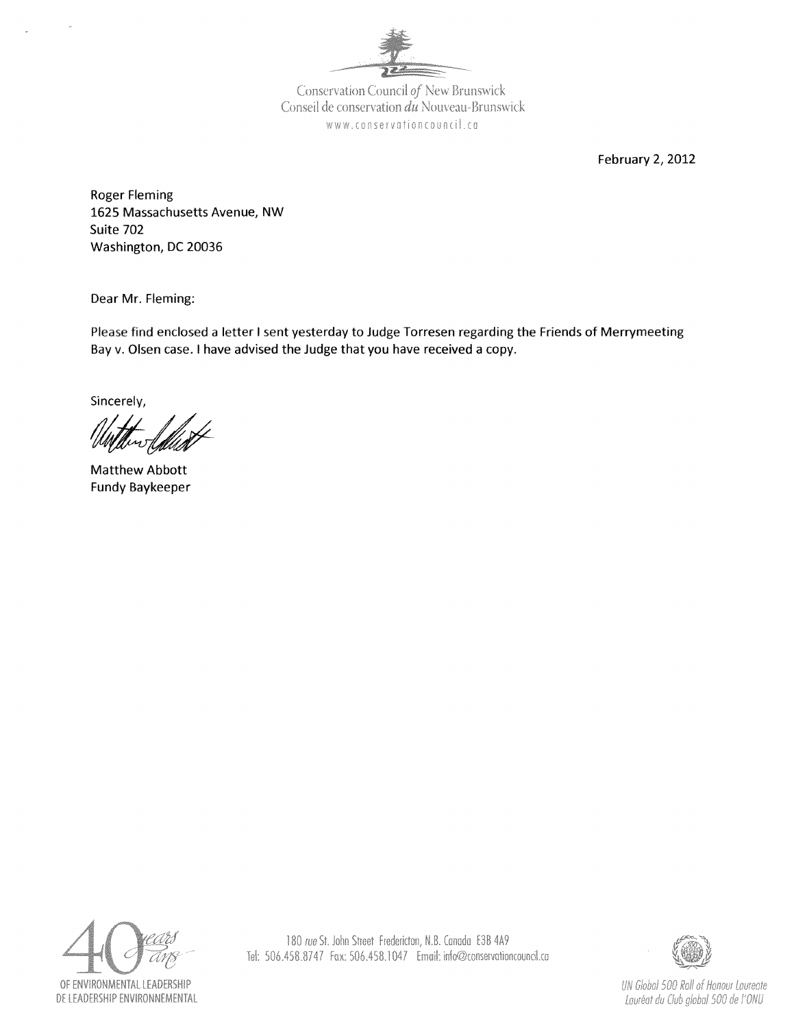Conservation Council *of* New Brunswick
Conseil de conservation *du* Nouveau-Brunswick
www.conservationcouncil.ca

February 2, 2012

Roger Fleming
1625 Massachusetts Avenue, NW
Suite 702
Washington, DC 20036

Dear Mr. Fleming:

Please find enclosed a letter I sent yesterday to Judge Torresen regarding the Friends of Merrymeeting Bay v. Olsen case. I have advised the Judge that you have received a copy.

Sincerely,

Matthew Abbott
Fundy Baykeeper

40 years ans OF ENVIRONMENTAL LEADERSHIP DE LEADERSHIP ENVIRONNEMENTAL

180 *rue* St. John Street Fredericton, N.B. Canada E3B 4A9
Tel: 506.458.8747 Fax: 506.458.1047 Email: info@conservationcouncil.ca

*UN Global 500 Roll of Honour Laureate*
*Lauréat du Club global 500 de l'ONU*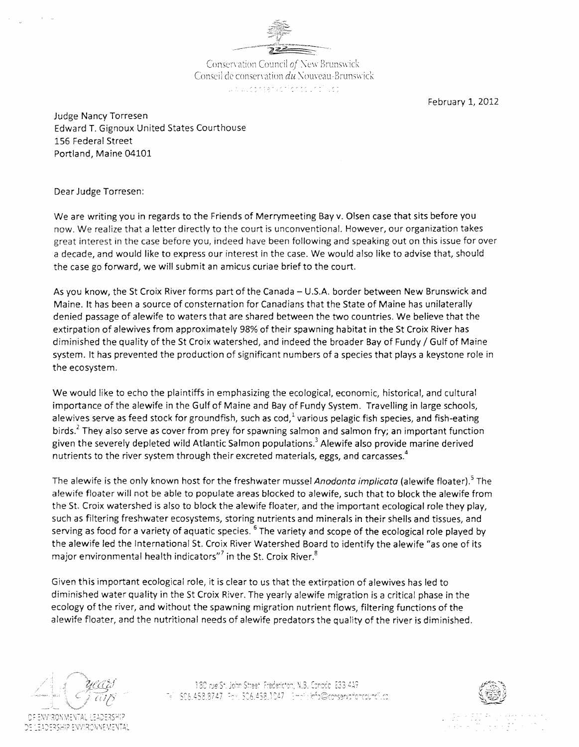Conservation Council *of* New Brunswick
Conseil de conservation *du* Nouveau-Brunswick

February 1, 2012

Judge Nancy Torresen
Edward T. Gignoux United States Courthouse
156 Federal Street
Portland, Maine 04101

Dear Judge Torresen:

We are writing you in regards to the Friends of Merrymeeting Bay v. Olsen case that sits before you now. We realize that a letter directly to the court is unconventional. However, our organization takes great interest in the case before you, indeed have been following and speaking out on this issue for over a decade, and would like to express our interest in the case. We would also like to advise that, should the case go forward, we will submit an amicus curiae brief to the court.

As you know, the St Croix River forms part of the Canada – U.S.A. border between New Brunswick and Maine. It has been a source of consternation for Canadians that the State of Maine has unilaterally denied passage of alewife to waters that are shared between the two countries. We believe that the extirpation of alewives from approximately 98% of their spawning habitat in the St Croix River has diminished the quality of the St Croix watershed, and indeed the broader Bay of Fundy / Gulf of Maine system. It has prevented the production of significant numbers of a species that plays a keystone role in the ecosystem.

We would like to echo the plaintiffs in emphasizing the ecological, economic, historical, and cultural importance of the alewife in the Gulf of Maine and Bay of Fundy System. Travelling in large schools, alewives serve as feed stock for groundfish, such as cod,[1] various pelagic fish species, and fish-eating birds.[2] They also serve as cover from prey for spawning salmon and salmon fry; an important function given the severely depleted wild Atlantic Salmon populations.[3] Alewife also provide marine derived nutrients to the river system through their excreted materials, eggs, and carcasses.[4]

The alewife is the only known host for the freshwater mussel *Anodonta implicata* (alewife floater).[5] The alewife floater will not be able to populate areas blocked to alewife, such that to block the alewife from the St. Croix watershed is also to block the alewife floater, and the important ecological role they play, such as filtering freshwater ecosystems, storing nutrients and minerals in their shells and tissues, and serving as food for a variety of aquatic species.[6] The variety and scope of the ecological role played by the alewife led the International St. Croix River Watershed Board to identify the alewife "as one of its major environmental health indicators"[7] in the St. Croix River.[8]

Given this important ecological role, it is clear to us that the extirpation of alewives has led to diminished water quality in the St Croix River. The yearly alewife migration is a critical phase in the ecology of the river, and without the spawning migration nutrient flows, filtering functions of the alewife floater, and the nutritional needs of alewife predators the quality of the river is diminished.

40 years ans OF ENVIRONMENTAL LEADERSHIP DE LEADERSHIP ENVIRONNEMENTAL

180 rue St. John Street Fredericton, N.B. Canada E3B 4A9
Tel 506.458.8747 Fax 506.458.1047 Email info@conservationcouncil.ca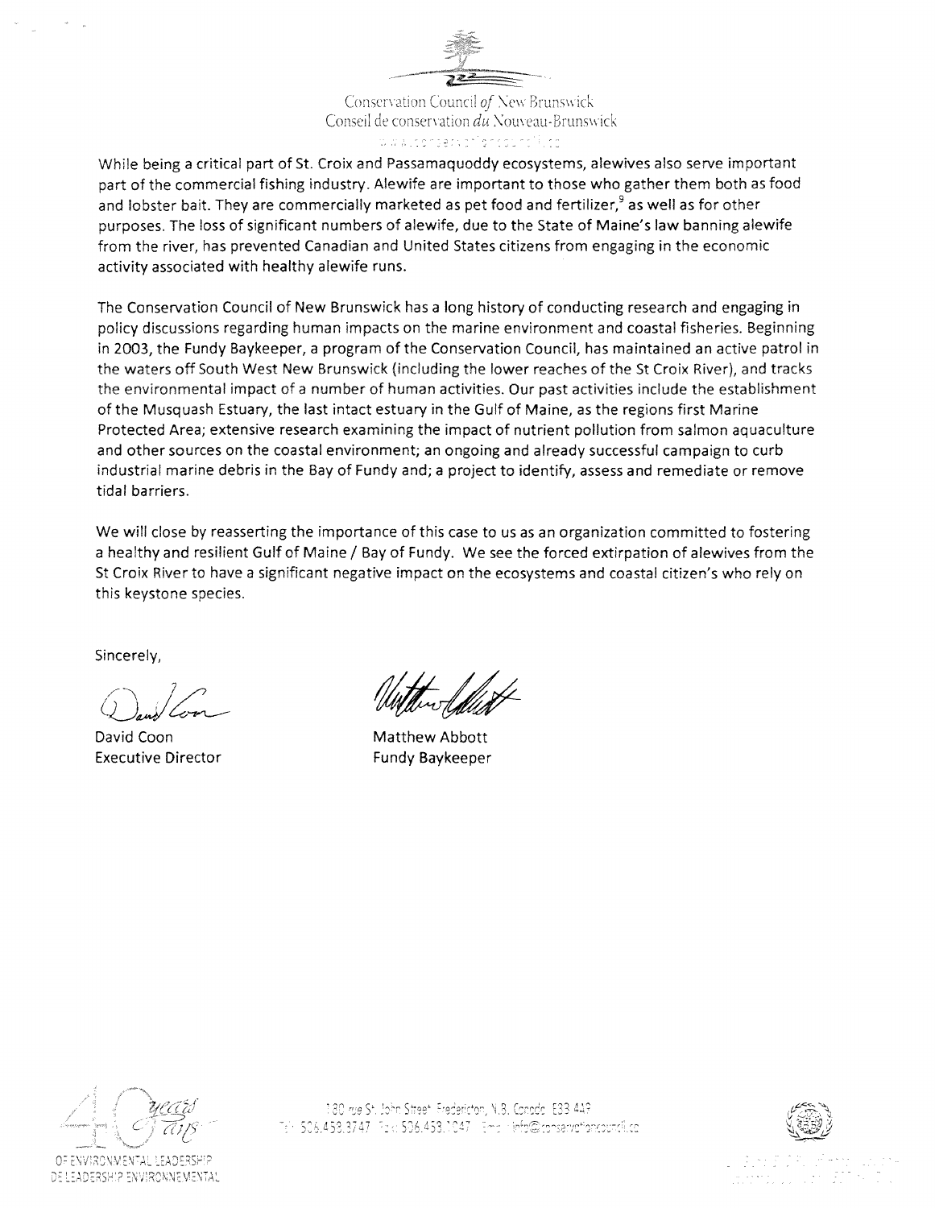While being a critical part of St. Croix and Passamaquoddy ecosystems, alewives also serve important part of the commercial fishing industry. Alewife are important to those who gather them both as food and lobster bait. They are commercially marketed as pet food and fertilizer,[9] as well as for other purposes. The loss of significant numbers of alewife, due to the State of Maine's law banning alewife from the river, has prevented Canadian and United States citizens from engaging in the economic activity associated with healthy alewife runs.

The Conservation Council of New Brunswick has a long history of conducting research and engaging in policy discussions regarding human impacts on the marine environment and coastal fisheries. Beginning in 2003, the Fundy Baykeeper, a program of the Conservation Council, has maintained an active patrol in the waters off South West New Brunswick (including the lower reaches of the St Croix River), and tracks the environmental impact of a number of human activities. Our past activities include the establishment of the Musquash Estuary, the last intact estuary in the Gulf of Maine, as the regions first Marine Protected Area; extensive research examining the impact of nutrient pollution from salmon aquaculture and other sources on the coastal environment; an ongoing and already successful campaign to curb industrial marine debris in the Bay of Fundy and; a project to identify, assess and remediate or remove tidal barriers.

We will close by reasserting the importance of this case to us as an organization committed to fostering a healthy and resilient Gulf of Maine / Bay of Fundy. We see the forced extirpation of alewives from the St Croix River to have a significant negative impact on the ecosystems and coastal citizen's who rely on this keystone species.

Sincerely,

David Coon
Executive Director

Matthew Abbott
Fundy Baykeeper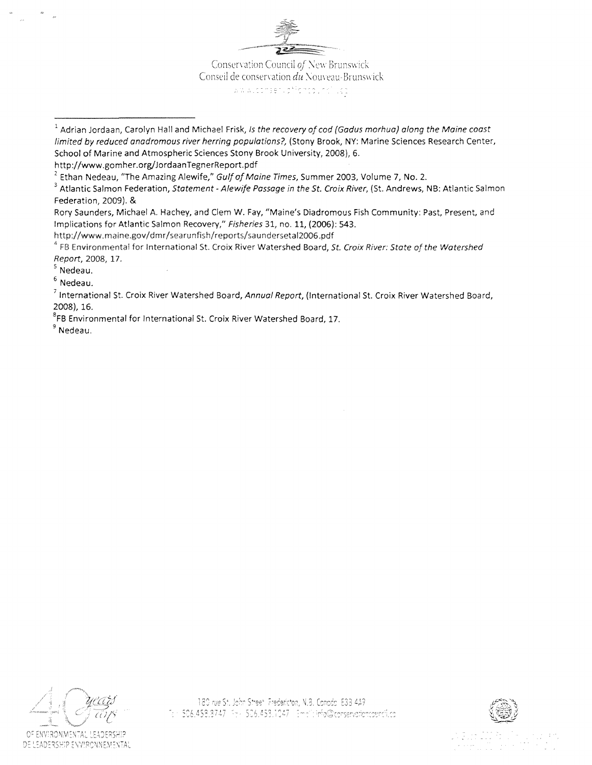[1] Adrian Jordaan, Carolyn Hall and Michael Frisk, *Is the recovery of cod (Gadus morhua) along the Maine coast limited by reduced anadromous river herring populations?*, (Stony Brook, NY: Marine Sciences Research Center, School of Marine and Atmospheric Sciences Stony Brook University, 2008), 6. http://www.gomher.org/JordaanTegnerReport.pdf

[2] Ethan Nedeau, "The Amazing Alewife," *Gulf of Maine Times*, Summer 2003, Volume 7, No. 2.

[3] Atlantic Salmon Federation, *Statement - Alewife Passage in the St. Croix River*, (St. Andrews, NB: Atlantic Salmon Federation, 2009). &
Rory Saunders, Michael A. Hachey, and Clem W. Fay, "Maine's Diadromous Fish Community: Past, Present, and Implications for Atlantic Salmon Recovery," *Fisheries* 31, no. 11, (2006): 543.
http://www.maine.gov/dmr/searunfish/reports/saundersetal2006.pdf

[4] FB Environmental for International St. Croix River Watershed Board, *St. Croix River: State of the Watershed Report*, 2008, 17.

[5] Nedeau.

[6] Nedeau.

[7] International St. Croix River Watershed Board, *Annual Report*, (International St. Croix River Watershed Board, 2008), 16.

[8] FB Environmental for International St. Croix River Watershed Board, 17.

[9] Nedeau.